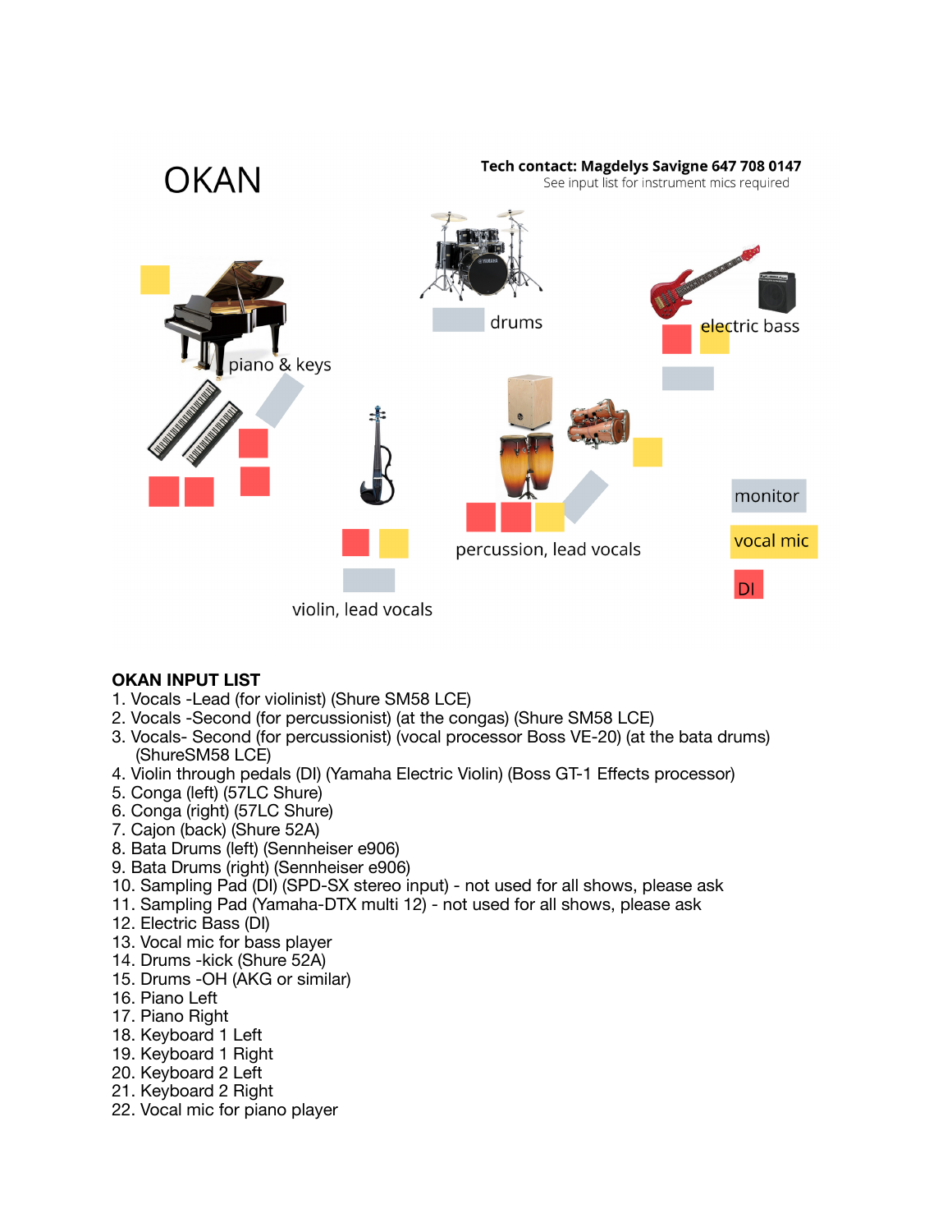# OKAN

**Tech contact: Magdelys Savigne 647 708 0147**
See input list for instrument mics required

piano & keys

drums

electric bass

violin, lead vocals

percussion, lead vocals

monitor

vocal mic

DI

**OKAN INPUT LIST**

1. Vocals -Lead (for violinist) (Shure SM58 LCE)
2. Vocals -Second (for percussionist) (at the congas) (Shure SM58 LCE)
3. Vocals- Second (for percussionist) (vocal processor Boss VE-20) (at the bata drums) (ShureSM58 LCE)
4. Violin through pedals (DI) (Yamaha Electric Violin) (Boss GT-1 Effects processor)
5. Conga (left) (57LC Shure)
6. Conga (right) (57LC Shure)
7. Cajon (back) (Shure 52A)
8. Bata Drums (left) (Sennheiser e906)
9. Bata Drums (right) (Sennheiser e906)
10. Sampling Pad (DI) (SPD-SX stereo input) - not used for all shows, please ask
11. Sampling Pad (Yamaha-DTX multi 12) - not used for all shows, please ask
12. Electric Bass (DI)
13. Vocal mic for bass player
14. Drums -kick (Shure 52A)
15. Drums -OH (AKG or similar)
16. Piano Left
17. Piano Right
18. Keyboard 1 Left
19. Keyboard 1 Right
20. Keyboard 2 Left
21. Keyboard 2 Right
22. Vocal mic for piano player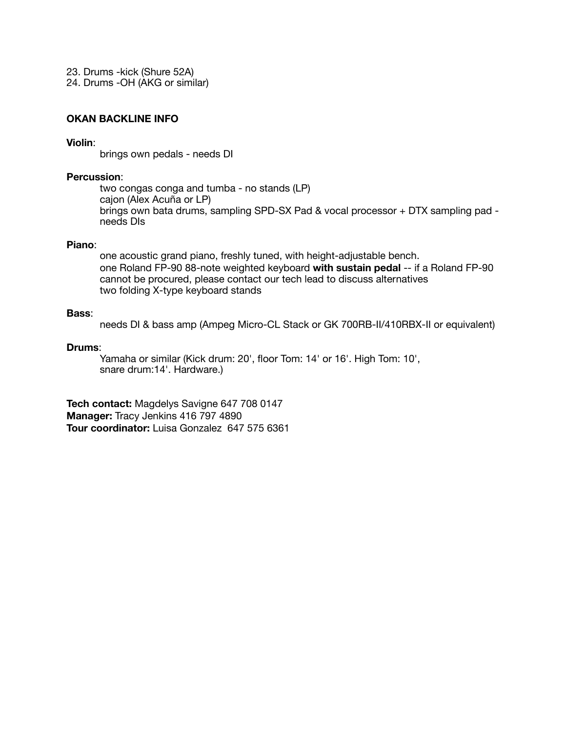23. Drums -kick (Shure 52A)
24. Drums -OH (AKG or similar)

**OKAN BACKLINE INFO**

**Violin**:

brings own pedals - needs DI

**Percussion**:

two congas conga and tumba - no stands (LP)
cajon (Alex Acuña or LP)
brings own bata drums, sampling SPD-SX Pad & vocal processor + DTX sampling pad - needs DIs

**Piano**:

one acoustic grand piano, freshly tuned, with height-adjustable bench.
one Roland FP-90 88-note weighted keyboard **with sustain pedal** -- if a Roland FP-90 cannot be procured, please contact our tech lead to discuss alternatives
two folding X-type keyboard stands

**Bass**:

needs DI & bass amp (Ampeg Micro-CL Stack or GK 700RB-II/410RBX-II or equivalent)

**Drums**:

Yamaha or similar (Kick drum: 20', floor Tom: 14' or 16'. High Tom: 10', snare drum:14'. Hardware.)

**Tech contact:** Magdelys Savigne 647 708 0147
**Manager:** Tracy Jenkins 416 797 4890
**Tour coordinator:** Luisa Gonzalez 647 575 6361